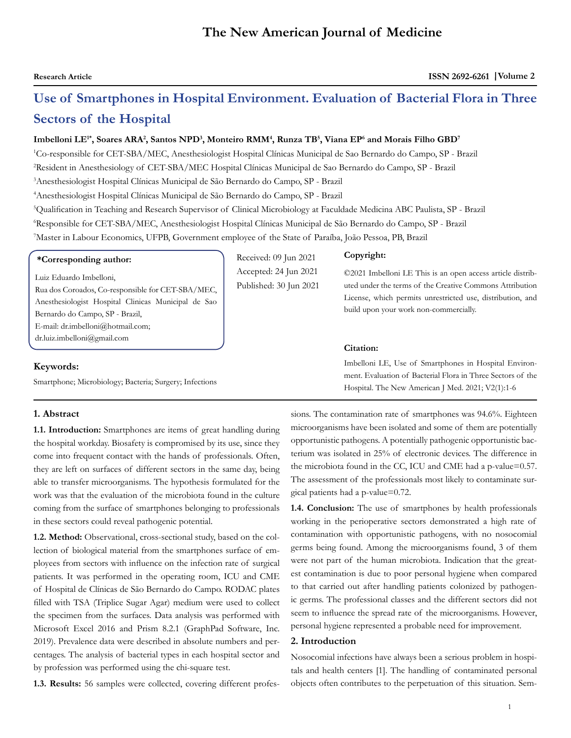Research Article

# Use of Smartphones in Hospital Environment. Evaluation of Bacterial Flora in Three Sectors of the Hospital

**Imbelloni LE[1*], Soares ARA[2], Santos NPD[3], Monteiro RMM[4], Runza TB[5], Viana EP[6] and Morais Filho GBD[7]**

[1]Co-responsible for CET-SBA/MEC, Anesthesiologist Hospital Clínicas Municipal de Sao Bernardo do Campo, SP - Brazil

[2]Resident in Anesthesiology of CET-SBA/MEC Hospital Clínicas Municipal de Sao Bernardo do Campo, SP - Brazil

[3]Anesthesiologist Hospital Clínicas Municipal de São Bernardo do Campo, SP - Brazil

[4]Anesthesiologist Hospital Clínicas Municipal de São Bernardo do Campo, SP - Brazil

[5]Qualification in Teaching and Research Supervisor of Clinical Microbiology at Faculdade Medicina ABC Paulista, SP - Brazil

[6]Responsible for CET-SBA/MEC, Anesthesiologist Hospital Clínicas Municipal de São Bernardo do Campo, SP - Brazil

[7]Master in Labour Economics, UFPB, Government employee of the State of Paraíba, João Pessoa, PB, Brazil

**\*Corresponding author:**

Luiz Eduardo Imbelloni,
Rua dos Coroados, Co-responsible for CET-SBA/MEC, Anesthesiologist Hospital Clinicas Municipal de Sao Bernardo do Campo, SP - Brazil,
E-mail: dr.imbelloni@hotmail.com;
dr.luiz.imbelloni@gmail.com

Received: 09 Jun 2021
Accepted: 24 Jun 2021
Published: 30 Jun 2021

**Copyright:**

©2021 Imbelloni LE This is an open access article distributed under the terms of the Creative Commons Attribution License, which permits unrestricted use, distribution, and build upon your work non-commercially.

**Citation:**

Imbelloni LE, Use of Smartphones in Hospital Environment. Evaluation of Bacterial Flora in Three Sectors of the Hospital. The New American J Med. 2021; V2(1):1-6

**Keywords:**

Smartphone; Microbiology; Bacteria; Surgery; Infections

## 1. Abstract

**1.1. Introduction:** Smartphones are items of great handling during the hospital workday. Biosafety is compromised by its use, since they come into frequent contact with the hands of professionals. Often, they are left on surfaces of different sectors in the same day, being able to transfer microorganisms. The hypothesis formulated for the work was that the evaluation of the microbiota found in the culture coming from the surface of smartphones belonging to professionals in these sectors could reveal pathogenic potential.

**1.2. Method:** Observational, cross-sectional study, based on the collection of biological material from the smartphones surface of employees from sectors with influence on the infection rate of surgical patients. It was performed in the operating room, ICU and CME of Hospital de Clínicas de São Bernardo do Campo. RODAC plates filled with TSA (Triplice Sugar Agar) medium were used to collect the specimen from the surfaces. Data analysis was performed with Microsoft Excel 2016 and Prism 8.2.1 (GraphPad Software, Inc. 2019). Prevalence data were described in absolute numbers and percentages. The analysis of bacterial types in each hospital sector and by profession was performed using the chi-square test.

**1.3. Results:** 56 samples were collected, covering different professions. The contamination rate of smartphones was 94.6%. Eighteen microorganisms have been isolated and some of them are potentially opportunistic pathogens. A potentially pathogenic opportunistic bacterium was isolated in 25% of electronic devices. The difference in the microbiota found in the CC, ICU and CME had a p-value=0.57. The assessment of the professionals most likely to contaminate surgical patients had a p-value=0.72.

**1.4. Conclusion:** The use of smartphones by health professionals working in the perioperative sectors demonstrated a high rate of contamination with opportunistic pathogens, with no nosocomial germs being found. Among the microorganisms found, 3 of them were not part of the human microbiota. Indication that the greatest contamination is due to poor personal hygiene when compared to that carried out after handling patients colonized by pathogenic germs. The professional classes and the different sectors did not seem to influence the spread rate of the microorganisms. However, personal hygiene represented a probable need for improvement.

## 2. Introduction

Nosocomial infections have always been a serious problem in hospitals and health centers [1]. The handling of contaminated personal objects often contributes to the perpetuation of this situation. Sem-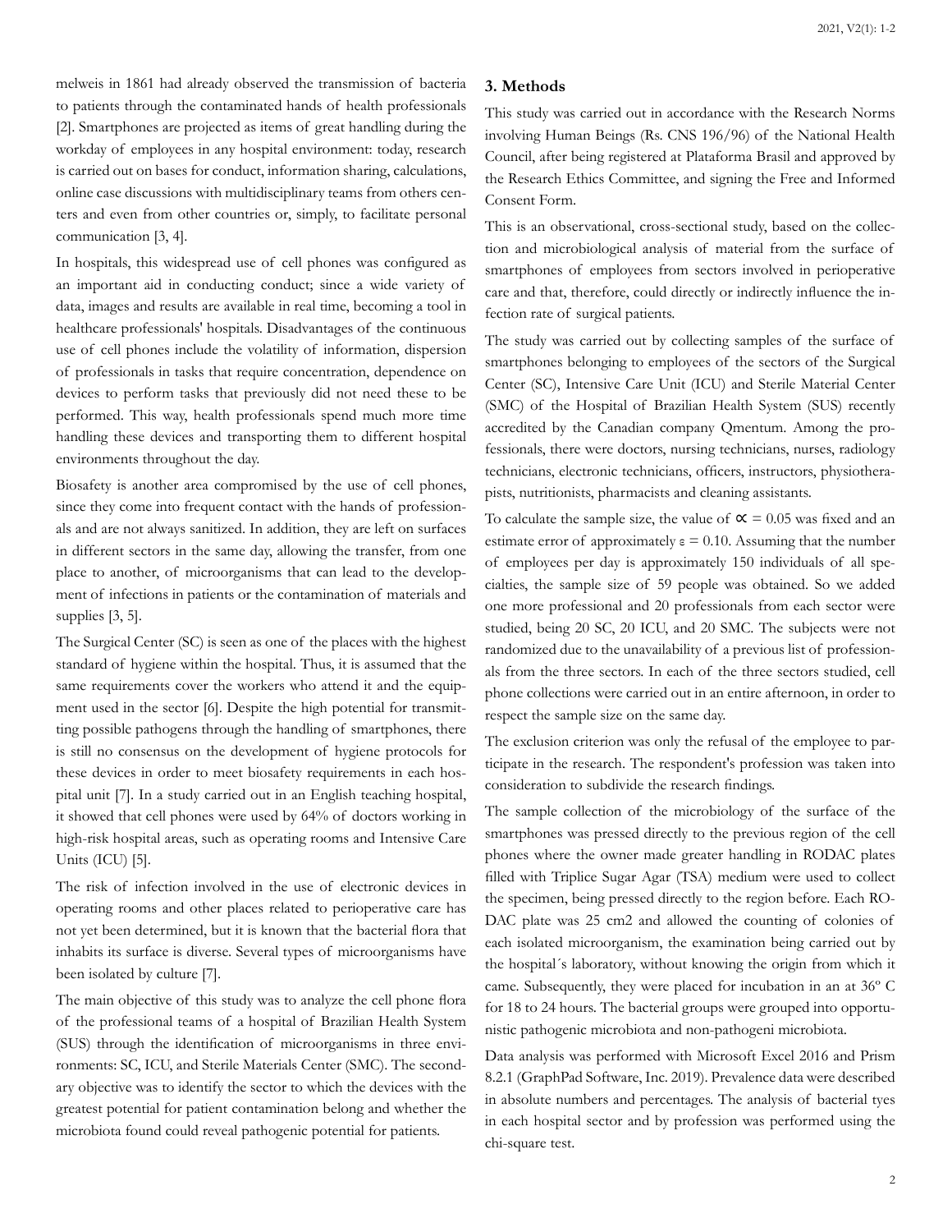melweis in 1861 had already observed the transmission of bacteria to patients through the contaminated hands of health professionals [2]. Smartphones are projected as items of great handling during the workday of employees in any hospital environment: today, research is carried out on bases for conduct, information sharing, calculations, online case discussions with multidisciplinary teams from others centers and even from other countries or, simply, to facilitate personal communication [3, 4].

In hospitals, this widespread use of cell phones was configured as an important aid in conducting conduct; since a wide variety of data, images and results are available in real time, becoming a tool in healthcare professionals' hospitals. Disadvantages of the continuous use of cell phones include the volatility of information, dispersion of professionals in tasks that require concentration, dependence on devices to perform tasks that previously did not need these to be performed. This way, health professionals spend much more time handling these devices and transporting them to different hospital environments throughout the day.

Biosafety is another area compromised by the use of cell phones, since they come into frequent contact with the hands of professionals and are not always sanitized. In addition, they are left on surfaces in different sectors in the same day, allowing the transfer, from one place to another, of microorganisms that can lead to the development of infections in patients or the contamination of materials and supplies [3, 5].

The Surgical Center (SC) is seen as one of the places with the highest standard of hygiene within the hospital. Thus, it is assumed that the same requirements cover the workers who attend it and the equipment used in the sector [6]. Despite the high potential for transmitting possible pathogens through the handling of smartphones, there is still no consensus on the development of hygiene protocols for these devices in order to meet biosafety requirements in each hospital unit [7]. In a study carried out in an English teaching hospital, it showed that cell phones were used by 64% of doctors working in high-risk hospital areas, such as operating rooms and Intensive Care Units (ICU) [5].

The risk of infection involved in the use of electronic devices in operating rooms and other places related to perioperative care has not yet been determined, but it is known that the bacterial flora that inhabits its surface is diverse. Several types of microorganisms have been isolated by culture [7].

The main objective of this study was to analyze the cell phone flora of the professional teams of a hospital of Brazilian Health System (SUS) through the identification of microorganisms in three environments: SC, ICU, and Sterile Materials Center (SMC). The secondary objective was to identify the sector to which the devices with the greatest potential for patient contamination belong and whether the microbiota found could reveal pathogenic potential for patients.

## 3. Methods

This study was carried out in accordance with the Research Norms involving Human Beings (Rs. CNS 196/96) of the National Health Council, after being registered at Plataforma Brasil and approved by the Research Ethics Committee, and signing the Free and Informed Consent Form.

This is an observational, cross-sectional study, based on the collection and microbiological analysis of material from the surface of smartphones of employees from sectors involved in perioperative care and that, therefore, could directly or indirectly influence the infection rate of surgical patients.

The study was carried out by collecting samples of the surface of smartphones belonging to employees of the sectors of the Surgical Center (SC), Intensive Care Unit (ICU) and Sterile Material Center (SMC) of the Hospital of Brazilian Health System (SUS) recently accredited by the Canadian company Qmentum. Among the professionals, there were doctors, nursing technicians, nurses, radiology technicians, electronic technicians, officers, instructors, physiotherapists, nutritionists, pharmacists and cleaning assistants.

To calculate the sample size, the value of $\propto = 0.05$ was fixed and an estimate error of approximately $\varepsilon = 0.10$. Assuming that the number of employees per day is approximately 150 individuals of all specialties, the sample size of 59 people was obtained. So we added one more professional and 20 professionals from each sector were studied, being 20 SC, 20 ICU, and 20 SMC. The subjects were not randomized due to the unavailability of a previous list of professionals from the three sectors. In each of the three sectors studied, cell phone collections were carried out in an entire afternoon, in order to respect the sample size on the same day.

The exclusion criterion was only the refusal of the employee to participate in the research. The respondent's profession was taken into consideration to subdivide the research findings.

The sample collection of the microbiology of the surface of the smartphones was pressed directly to the previous region of the cell phones where the owner made greater handling in RODAC plates filled with Triplice Sugar Agar (TSA) medium were used to collect the specimen, being pressed directly to the region before. Each RODAC plate was 25 cm2 and allowed the counting of colonies of each isolated microorganism, the examination being carried out by the hospital´s laboratory, without knowing the origin from which it came. Subsequently, they were placed for incubation in an at 36º C for 18 to 24 hours. The bacterial groups were grouped into opportunistic pathogenic microbiota and non-pathogeni microbiota.

Data analysis was performed with Microsoft Excel 2016 and Prism 8.2.1 (GraphPad Software, Inc. 2019). Prevalence data were described in absolute numbers and percentages. The analysis of bacterial tyes in each hospital sector and by profession was performed using the chi-square test.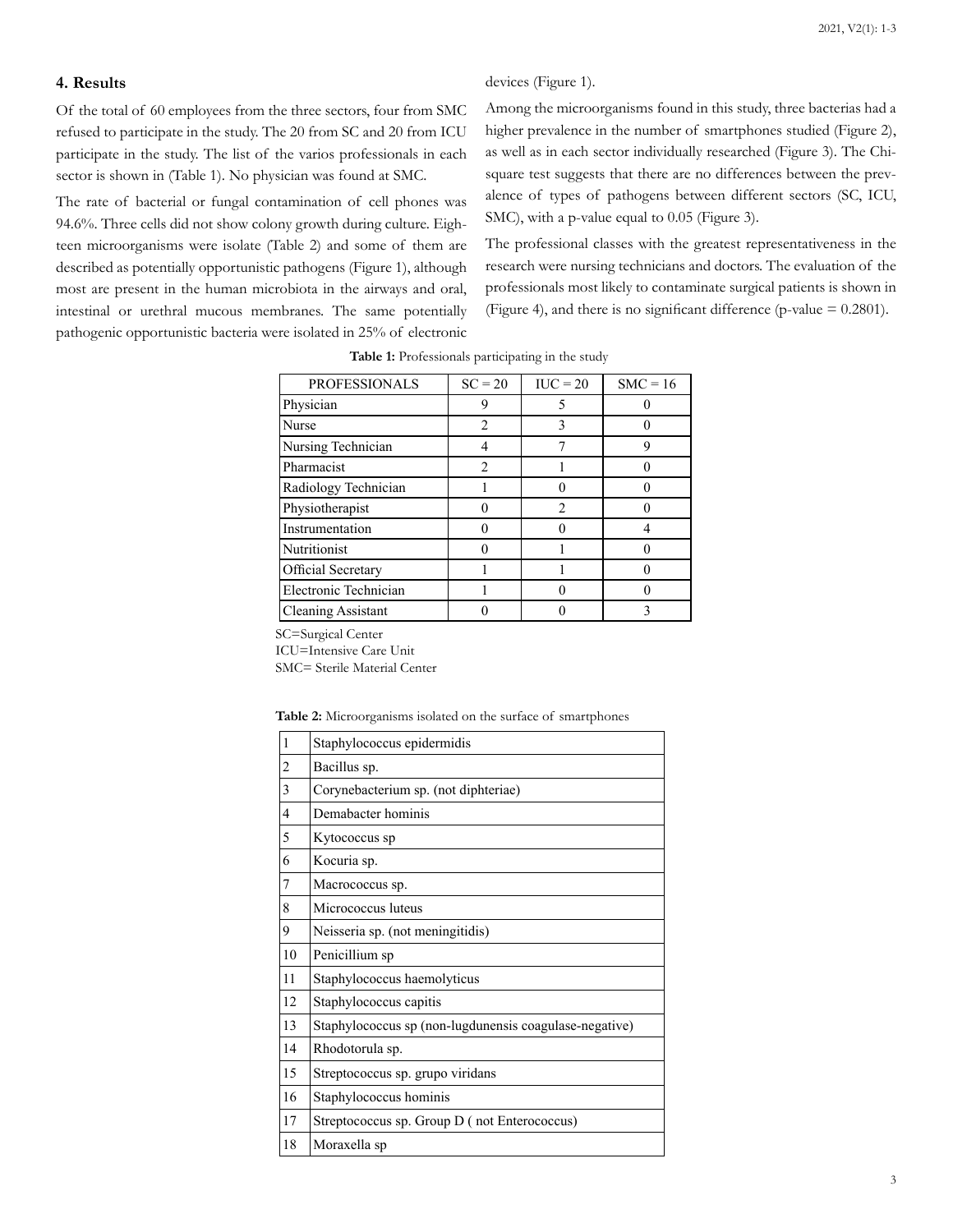## 4. Results

Of the total of 60 employees from the three sectors, four from SMC refused to participate in the study. The 20 from SC and 20 from ICU participate in the study. The list of the varios professionals in each sector is shown in (Table 1). No physician was found at SMC.

The rate of bacterial or fungal contamination of cell phones was 94.6%. Three cells did not show colony growth during culture. Eighteen microorganisms were isolate (Table 2) and some of them are described as potentially opportunistic pathogens (Figure 1), although most are present in the human microbiota in the airways and oral, intestinal or urethral mucous membranes. The same potentially pathogenic opportunistic bacteria were isolated in 25% of electronic devices (Figure 1).

Among the microorganisms found in this study, three bacterias had a higher prevalence in the number of smartphones studied (Figure 2), as well as in each sector individually researched (Figure 3). The Chi-square test suggests that there are no differences between the prevalence of types of pathogens between different sectors (SC, ICU, SMC), with a p-value equal to 0.05 (Figure 3).

The professional classes with the greatest representativeness in the research were nursing technicians and doctors. The evaluation of the professionals most likely to contaminate surgical patients is shown in (Figure 4), and there is no significant difference (p-value = 0.2801).

**Table 1:** Professionals participating in the study

| PROFESSIONALS | SC = 20 | IUC = 20 | SMC = 16 |
|---|---|---|---|
| Physician | 9 | 5 | 0 |
| Nurse | 2 | 3 | 0 |
| Nursing Technician | 4 | 7 | 9 |
| Pharmacist | 2 | 1 | 0 |
| Radiology Technician | 1 | 0 | 0 |
| Physiotherapist | 0 | 2 | 0 |
| Instrumentation | 0 | 0 | 4 |
| Nutritionist | 0 | 1 | 0 |
| Official Secretary | 1 | 1 | 0 |
| Electronic Technician | 1 | 0 | 0 |
| Cleaning Assistant | 0 | 0 | 3 |

SC=Surgical Center
ICU=Intensive Care Unit
SMC= Sterile Material Center

**Table 2:** Microorganisms isolated on the surface of smartphones

| | |
|---|---|
| 1 | Staphylococcus epidermidis |
| 2 | Bacillus sp. |
| 3 | Corynebacterium sp. (not diphteriae) |
| 4 | Demabacter hominis |
| 5 | Kytococcus sp |
| 6 | Kocuria sp. |
| 7 | Macrococcus sp. |
| 8 | Micrococcus luteus |
| 9 | Neisseria sp. (not meningitidis) |
| 10 | Penicillium sp |
| 11 | Staphylococcus haemolyticus |
| 12 | Staphylococcus capitis |
| 13 | Staphylococcus sp (non-lugdunensis coagulase-negative) |
| 14 | Rhodotorula sp. |
| 15 | Streptococcus sp. grupo viridans |
| 16 | Staphylococcus hominis |
| 17 | Streptococcus sp. Group D ( not Enterococcus) |
| 18 | Moraxella sp |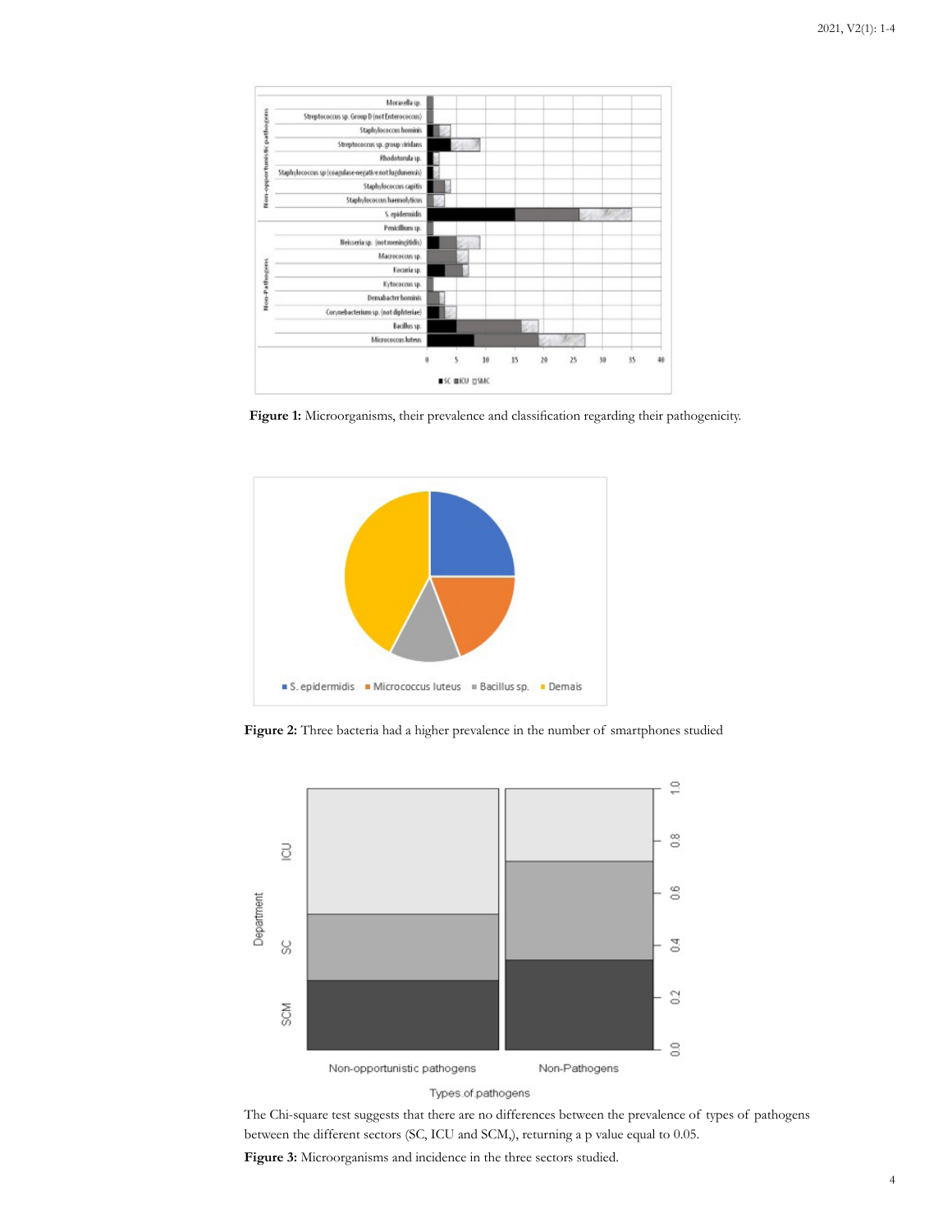**Figure 1:** Microorganisms, their prevalence and classification regarding their pathogenicity.

**Figure 2:** Three bacteria had a higher prevalence in the number of smartphones studied

The Chi-square test suggests that there are no differences between the prevalence of types of pathogens between the different sectors (SC, ICU and SCM,), returning a p value equal to 0.05.

**Figure 3:** Microorganisms and incidence in the three sectors studied.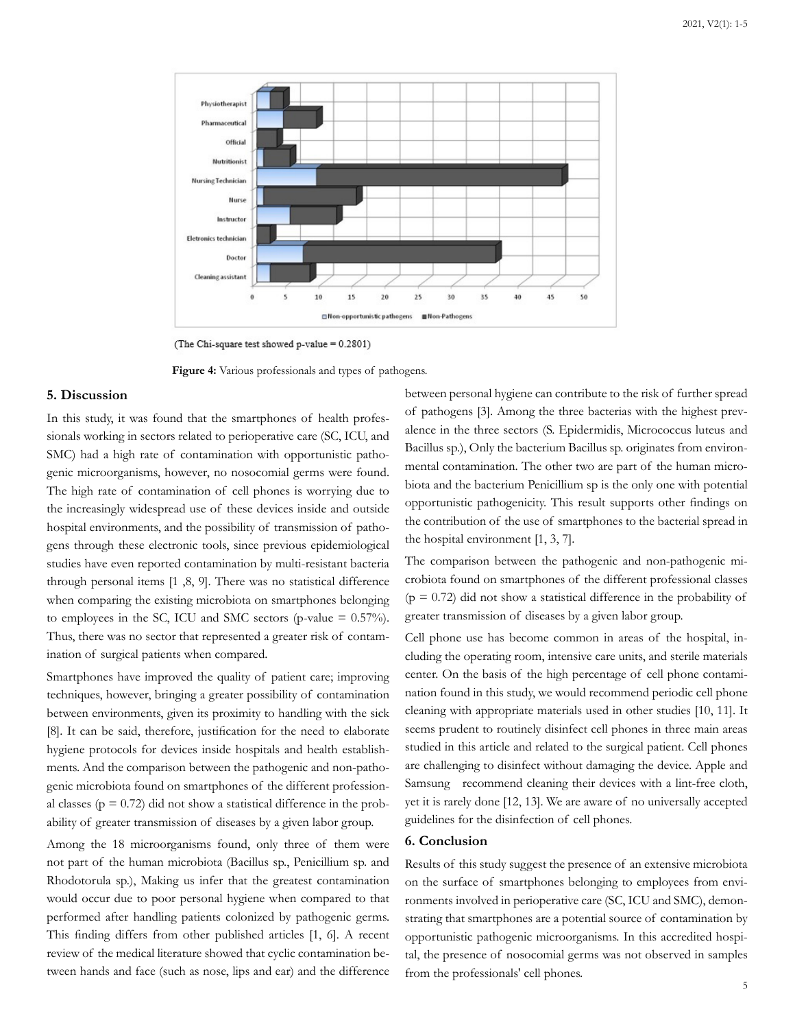(The Chi-square test showed p-value = 0.2801)

**Figure 4:** Various professionals and types of pathogens.

## 5. Discussion

In this study, it was found that the smartphones of health professionals working in sectors related to perioperative care (SC, ICU, and SMC) had a high rate of contamination with opportunistic pathogenic microorganisms, however, no nosocomial germs were found. The high rate of contamination of cell phones is worrying due to the increasingly widespread use of these devices inside and outside hospital environments, and the possibility of transmission of pathogens through these electronic tools, since previous epidemiological studies have even reported contamination by multi-resistant bacteria through personal items [1 ,8, 9]. There was no statistical difference when comparing the existing microbiota on smartphones belonging to employees in the SC, ICU and SMC sectors (p-value = 0.57%). Thus, there was no sector that represented a greater risk of contamination of surgical patients when compared.

Smartphones have improved the quality of patient care; improving techniques, however, bringing a greater possibility of contamination between environments, given its proximity to handling with the sick [8]. It can be said, therefore, justification for the need to elaborate hygiene protocols for devices inside hospitals and health establishments. And the comparison between the pathogenic and non-pathogenic microbiota found on smartphones of the different professional classes (p = 0.72) did not show a statistical difference in the probability of greater transmission of diseases by a given labor group.

Among the 18 microorganisms found, only three of them were not part of the human microbiota (Bacillus sp., Penicillium sp. and Rhodotorula sp.), Making us infer that the greatest contamination would occur due to poor personal hygiene when compared to that performed after handling patients colonized by pathogenic germs. This finding differs from other published articles [1, 6]. A recent review of the medical literature showed that cyclic contamination between hands and face (such as nose, lips and ear) and the difference between personal hygiene can contribute to the risk of further spread of pathogens [3]. Among the three bacterias with the highest prevalence in the three sectors (S. Epidermidis, Micrococcus luteus and Bacillus sp.), Only the bacterium Bacillus sp. originates from environmental contamination. The other two are part of the human microbiota and the bacterium Penicillium sp is the only one with potential opportunistic pathogenicity. This result supports other findings on the contribution of the use of smartphones to the bacterial spread in the hospital environment [1, 3, 7].

The comparison between the pathogenic and non-pathogenic microbiota found on smartphones of the different professional classes (p = 0.72) did not show a statistical difference in the probability of greater transmission of diseases by a given labor group.

Cell phone use has become common in areas of the hospital, including the operating room, intensive care units, and sterile materials center. On the basis of the high percentage of cell phone contamination found in this study, we would recommend periodic cell phone cleaning with appropriate materials used in other studies [10, 11]. It seems prudent to routinely disinfect cell phones in three main areas studied in this article and related to the surgical patient. Cell phones are challenging to disinfect without damaging the device. Apple and Samsung recommend cleaning their devices with a lint-free cloth, yet it is rarely done [12, 13]. We are aware of no universally accepted guidelines for the disinfection of cell phones.

## 6. Conclusion

Results of this study suggest the presence of an extensive microbiota on the surface of smartphones belonging to employees from environments involved in perioperative care (SC, ICU and SMC), demonstrating that smartphones are a potential source of contamination by opportunistic pathogenic microorganisms. In this accredited hospital, the presence of nosocomial germs was not observed in samples from the professionals' cell phones.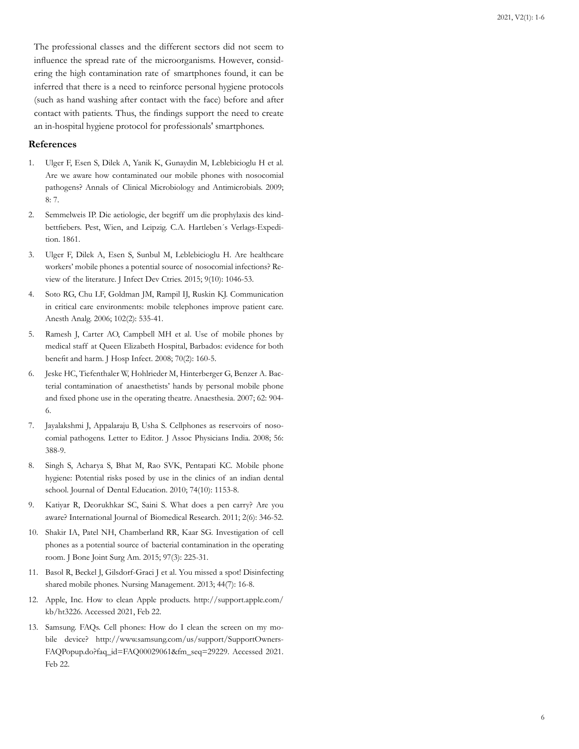The professional classes and the different sectors did not seem to influence the spread rate of the microorganisms. However, considering the high contamination rate of smartphones found, it can be inferred that there is a need to reinforce personal hygiene protocols (such as hand washing after contact with the face) before and after contact with patients. Thus, the findings support the need to create an in-hospital hygiene protocol for professionals' smartphones.

## References

1. Ulger F, Esen S, Dilek A, Yanik K, Gunaydin M, Leblebicioglu H et al. Are we aware how contaminated our mobile phones with nosocomial pathogens? Annals of Clinical Microbiology and Antimicrobials. 2009; 8: 7.
2. Semmelweis IP. Die aetiologie, der begriff um die prophylaxis des kindbettfiebers. Pest, Wien, and Leipzig. C.A. Hartleben´s Verlags-Expedition. 1861.
3. Ulger F, Dilek A, Esen S, Sunbul M, Leblebicioglu H. Are healthcare workers' mobile phones a potential source of nosocomial infections? Review of the literature. J Infect Dev Ctries. 2015; 9(10): 1046-53.
4. Soto RG, Chu LF, Goldman JM, Rampil IJ, Ruskin KJ. Communication in critical care environments: mobile telephones improve patient care. Anesth Analg. 2006; 102(2): 535-41.
5. Ramesh J, Carter AO, Campbell MH et al. Use of mobile phones by medical staff at Queen Elizabeth Hospital, Barbados: evidence for both benefit and harm. J Hosp Infect. 2008; 70(2): 160-5.
6. Jeske HC, Tiefenthaler W, Hohlrieder M, Hinterberger G, Benzer A. Bacterial contamination of anaesthetists' hands by personal mobile phone and fixed phone use in the operating theatre. Anaesthesia. 2007; 62: 904-6.
7. Jayalakshmi J, Appalaraju B, Usha S. Cellphones as reservoirs of nosocomial pathogens. Letter to Editor. J Assoc Physicians India. 2008; 56: 388-9.
8. Singh S, Acharya S, Bhat M, Rao SVK, Pentapati KC. Mobile phone hygiene: Potential risks posed by use in the clinics of an indian dental school. Journal of Dental Education. 2010; 74(10): 1153-8.
9. Katiyar R, Deorukhkar SC, Saini S. What does a pen carry? Are you aware? International Journal of Biomedical Research. 2011; 2(6): 346-52.
10. Shakir IA, Patel NH, Chamberland RR, Kaar SG. Investigation of cell phones as a potential source of bacterial contamination in the operating room. J Bone Joint Surg Am. 2015; 97(3): 225-31.
11. Basol R, Beckel J, Gilsdorf-Graci J et al. You missed a spot! Disinfecting shared mobile phones. Nursing Management. 2013; 44(7): 16-8.
12. Apple, Inc. How to clean Apple products. http://support.apple.com/kb/ht3226. Accessed 2021, Feb 22.
13. Samsung. FAQs. Cell phones: How do I clean the screen on my mobile device? http://www.samsung.com/us/support/SupportOwnersFAQPopup.do?faq_id=FAQ00029061&fm_seq=29229. Accessed 2021. Feb 22.